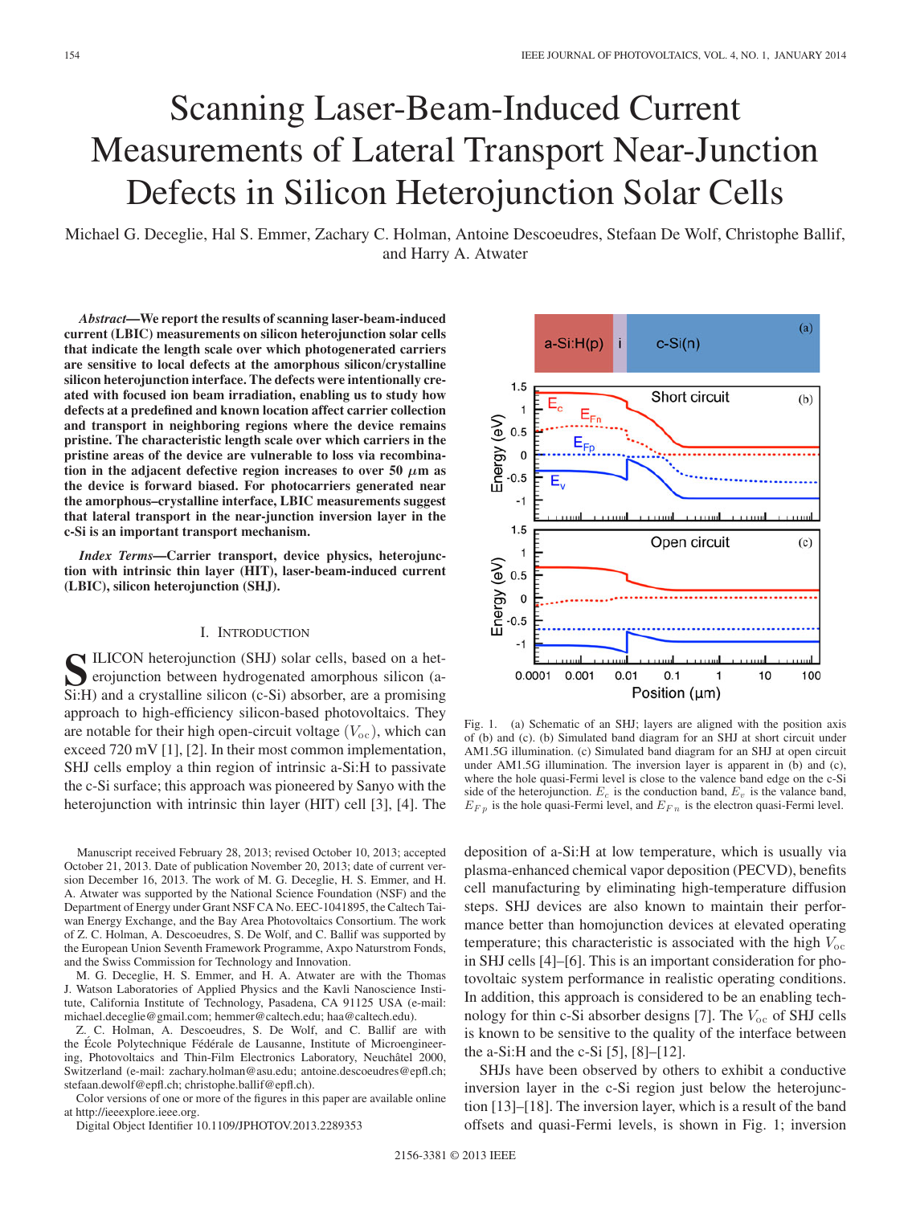# Scanning Laser-Beam-Induced Current Measurements of Lateral Transport Near-Junction Defects in Silicon Heterojunction Solar Cells

Michael G. Deceglie, Hal S. Emmer, Zachary C. Holman, Antoine Descoeudres, Stefaan De Wolf, Christophe Ballif, and Harry A. Atwater

***Abstract*—We report the results of scanning laser-beam-induced current (LBIC) measurements on silicon heterojunction solar cells that indicate the length scale over which photogenerated carriers are sensitive to local defects at the amorphous silicon/crystalline silicon heterojunction interface. The defects were intentionally created with focused ion beam irradiation, enabling us to study how defects at a predefined and known location affect carrier collection and transport in neighboring regions where the device remains pristine. The characteristic length scale over which carriers in the pristine areas of the device are vulnerable to loss via recombination in the adjacent defective region increases to over 50 $\mu$m as the device is forward biased. For photocarriers generated near the amorphous–crystalline interface, LBIC measurements suggest that lateral transport in the near-junction inversion layer in the c-Si is an important transport mechanism.**

***Index Terms*—Carrier transport, device physics, heterojunction with intrinsic thin layer (HIT), laser-beam-induced current (LBIC), silicon heterojunction (SHJ).**

## I. Introduction

Silicon heterojunction (SHJ) solar cells, based on a heterojunction between hydrogenated amorphous silicon (a-Si:H) and a crystalline silicon (c-Si) absorber, are a promising approach to high-efficiency silicon-based photovoltaics. They are notable for their high open-circuit voltage ($V_{oc}$), which can exceed 720 mV [1], [2]. In their most common implementation, SHJ cells employ a thin region of intrinsic a-Si:H to passivate the c-Si surface; this approach was pioneered by Sanyo with the heterojunction with intrinsic thin layer (HIT) cell [3], [4]. The deposition of a-Si:H at low temperature, which is usually via plasma-enhanced chemical vapor deposition (PECVD), benefits cell manufacturing by eliminating high-temperature diffusion steps. SHJ devices are also known to maintain their performance better than homojunction devices at elevated operating temperature; this characteristic is associated with the high $V_{oc}$ in SHJ cells [4]–[6]. This is an important consideration for photovoltaic system performance in realistic operating conditions. In addition, this approach is considered to be an enabling technology for thin c-Si absorber designs [7]. The $V_{oc}$ of SHJ cells is known to be sensitive to the quality of the interface between the a-Si:H and the c-Si [5], [8]–[12].

SHJs have been observed by others to exhibit a conductive inversion layer in the c-Si region just below the heterojunction [13]–[18]. The inversion layer, which is a result of the band offsets and quasi-Fermi levels, is shown in Fig. 1; inversion

Fig. 1. (a) Schematic of an SHJ; layers are aligned with the position axis of (b) and (c). (b) Simulated band diagram for an SHJ at short circuit under AM1.5G illumination. (c) Simulated band diagram for an SHJ at open circuit under AM1.5G illumination. The inversion layer is apparent in (b) and (c), where the hole quasi-Fermi level is close to the valence band edge on the c-Si side of the heterojunction. $E_c$ is the conduction band, $E_v$ is the valance band, $E_{Fp}$ is the hole quasi-Fermi level, and $E_{Fn}$ is the electron quasi-Fermi level.

Manuscript received February 28, 2013; revised October 10, 2013; accepted October 21, 2013. Date of publication November 20, 2013; date of current version December 16, 2013. The work of M. G. Deceglie, H. S. Emmer, and H. A. Atwater was supported by the National Science Foundation (NSF) and the Department of Energy under Grant NSF CA No. EEC-1041895, the Caltech Taiwan Energy Exchange, and the Bay Area Photovoltaics Consortium. The work of Z. C. Holman, A. Descoeudres, S. De Wolf, and C. Ballif was supported by the European Union Seventh Framework Programme, Axpo Naturstrom Fonds, and the Swiss Commission for Technology and Innovation.

M. G. Deceglie, H. S. Emmer, and H. A. Atwater are with the Thomas J. Watson Laboratories of Applied Physics and the Kavli Nanoscience Institute, California Institute of Technology, Pasadena, CA 91125 USA (e-mail: michael.deceglie@gmail.com; hemmer@caltech.edu; haa@caltech.edu).

Z. C. Holman, A. Descoeudres, S. De Wolf, and C. Ballif are with the École Polytechnique Fédérale de Lausanne, Institute of Microengineering, Photovoltaics and Thin-Film Electronics Laboratory, Neuchâtel 2000, Switzerland (e-mail: zachary.holman@asu.edu; antoine.descoeudres@epfl.ch; stefaan.dewolf@epfl.ch; christophe.ballif@epfl.ch).

Color versions of one or more of the figures in this paper are available online at http://ieeexplore.ieee.org.

Digital Object Identifier 10.1109/JPHOTOV.2013.2289353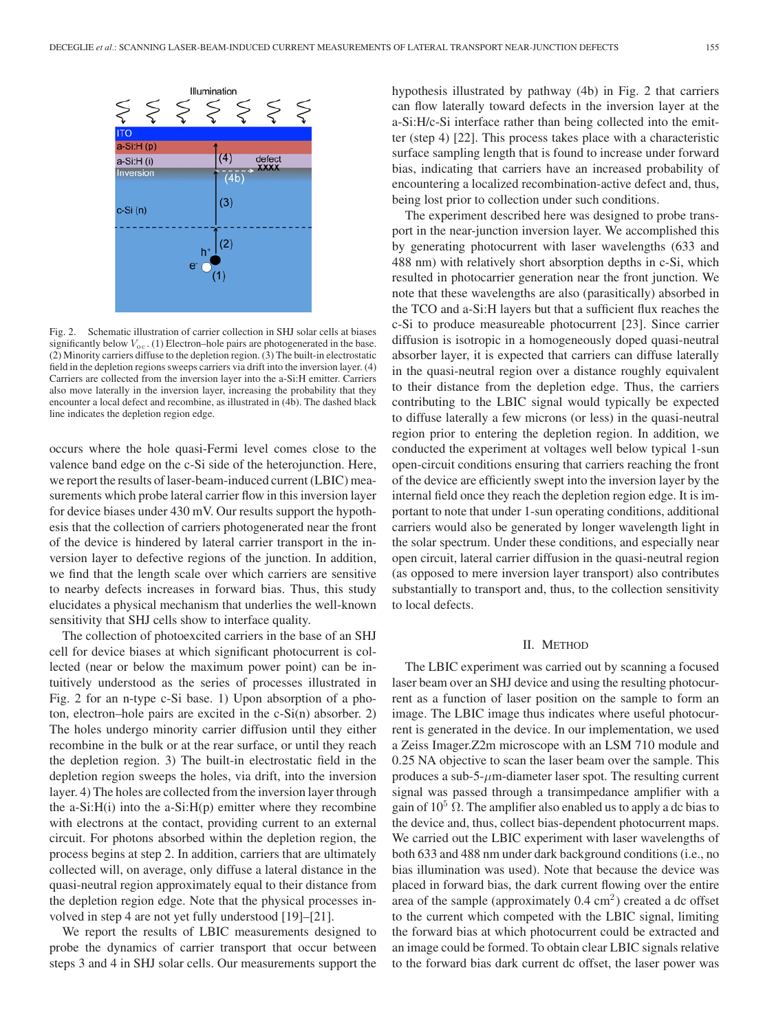Fig. 2. Schematic illustration of carrier collection in SHJ solar cells at biases significantly below $V_{oc}$. (1) Electron–hole pairs are photogenerated in the base. (2) Minority carriers diffuse to the depletion region. (3) The built-in electrostatic field in the depletion regions sweeps carriers via drift into the inversion layer. (4) Carriers are collected from the inversion layer into the a-Si:H emitter. Carriers also move laterally in the inversion layer, increasing the probability that they encounter a local defect and recombine, as illustrated in (4b). The dashed black line indicates the depletion region edge.

occurs where the hole quasi-Fermi level comes close to the valence band edge on the c-Si side of the heterojunction. Here, we report the results of laser-beam-induced current (LBIC) measurements which probe lateral carrier flow in this inversion layer for device biases under 430 mV. Our results support the hypothesis that the collection of carriers photogenerated near the front of the device is hindered by lateral carrier transport in the inversion layer to defective regions of the junction. In addition, we find that the length scale over which carriers are sensitive to nearby defects increases in forward bias. Thus, this study elucidates a physical mechanism that underlies the well-known sensitivity that SHJ cells show to interface quality.

The collection of photoexcited carriers in the base of an SHJ cell for device biases at which significant photocurrent is collected (near or below the maximum power point) can be intuitively understood as the series of processes illustrated in Fig. 2 for an n-type c-Si base. 1) Upon absorption of a photon, electron–hole pairs are excited in the c-Si(n) absorber. 2) The holes undergo minority carrier diffusion until they either recombine in the bulk or at the rear surface, or until they reach the depletion region. 3) The built-in electrostatic field in the depletion region sweeps the holes, via drift, into the inversion layer. 4) The holes are collected from the inversion layer through the a-Si:H(i) into the a-Si:H(p) emitter where they recombine with electrons at the contact, providing current to an external circuit. For photons absorbed within the depletion region, the process begins at step 2. In addition, carriers that are ultimately collected will, on average, only diffuse a lateral distance in the quasi-neutral region approximately equal to their distance from the depletion region edge. Note that the physical processes involved in step 4 are not yet fully understood [19]–[21].

We report the results of LBIC measurements designed to probe the dynamics of carrier transport that occur between steps 3 and 4 in SHJ solar cells. Our measurements support the hypothesis illustrated by pathway (4b) in Fig. 2 that carriers can flow laterally toward defects in the inversion layer at the a-Si:H/c-Si interface rather than being collected into the emitter (step 4) [22]. This process takes place with a characteristic surface sampling length that is found to increase under forward bias, indicating that carriers have an increased probability of encountering a localized recombination-active defect and, thus, being lost prior to collection under such conditions.

The experiment described here was designed to probe transport in the near-junction inversion layer. We accomplished this by generating photocurrent with laser wavelengths (633 and 488 nm) with relatively short absorption depths in c-Si, which resulted in photocarrier generation near the front junction. We note that these wavelengths are also (parasitically) absorbed in the TCO and a-Si:H layers but that a sufficient flux reaches the c-Si to produce measureable photocurrent [23]. Since carrier diffusion is isotropic in a homogeneously doped quasi-neutral absorber layer, it is expected that carriers can diffuse laterally in the quasi-neutral region over a distance roughly equivalent to their distance from the depletion edge. Thus, the carriers contributing to the LBIC signal would typically be expected to diffuse laterally a few microns (or less) in the quasi-neutral region prior to entering the depletion region. In addition, we conducted the experiment at voltages well below typical 1-sun open-circuit conditions ensuring that carriers reaching the front of the device are efficiently swept into the inversion layer by the internal field once they reach the depletion region edge. It is important to note that under 1-sun operating conditions, additional carriers would also be generated by longer wavelength light in the solar spectrum. Under these conditions, and especially near open circuit, lateral carrier diffusion in the quasi-neutral region (as opposed to mere inversion layer transport) also contributes substantially to transport and, thus, to the collection sensitivity to local defects.

## II. Method

The LBIC experiment was carried out by scanning a focused laser beam over an SHJ device and using the resulting photocurrent as a function of laser position on the sample to form an image. The LBIC image thus indicates where useful photocurrent is generated in the device. In our implementation, we used a Zeiss Imager.Z2m microscope with an LSM 710 module and 0.25 NA objective to scan the laser beam over the sample. This produces a sub-5-$\mu$m-diameter laser spot. The resulting current signal was passed through a transimpedance amplifier with a gain of $10^5$ $\Omega$. The amplifier also enabled us to apply a dc bias to the device and, thus, collect bias-dependent photocurrent maps. We carried out the LBIC experiment with laser wavelengths of both 633 and 488 nm under dark background conditions (i.e., no bias illumination was used). Note that because the device was placed in forward bias, the dark current flowing over the entire area of the sample (approximately 0.4 cm$^2$) created a dc offset to the current which competed with the LBIC signal, limiting the forward bias at which photocurrent could be extracted and an image could be formed. To obtain clear LBIC signals relative to the forward bias dark current dc offset, the laser power was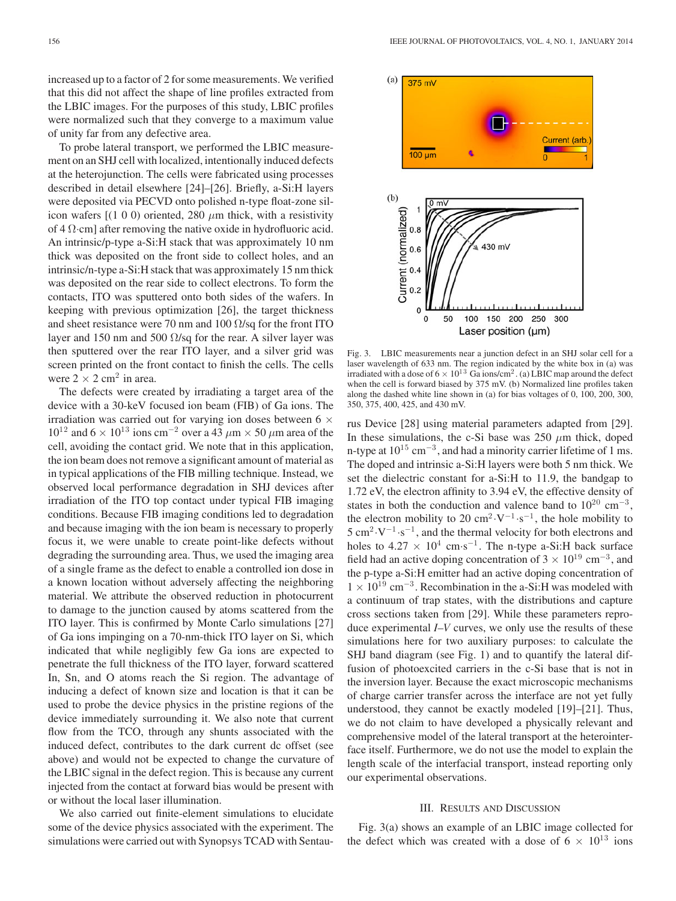increased up to a factor of 2 for some measurements. We verified that this did not affect the shape of line profiles extracted from the LBIC images. For the purposes of this study, LBIC profiles were normalized such that they converge to a maximum value of unity far from any defective area.

To probe lateral transport, we performed the LBIC measurement on an SHJ cell with localized, intentionally induced defects at the heterojunction. The cells were fabricated using processes described in detail elsewhere [24]–[26]. Briefly, a-Si:H layers were deposited via PECVD onto polished n-type float-zone silicon wafers [(1 0 0) oriented, 280 $\mu$m thick, with a resistivity of 4 $\Omega$·cm] after removing the native oxide in hydrofluoric acid. An intrinsic/p-type a-Si:H stack that was approximately 10 nm thick was deposited on the front side to collect holes, and an intrinsic/n-type a-Si:H stack that was approximately 15 nm thick was deposited on the rear side to collect electrons. To form the contacts, ITO was sputtered onto both sides of the wafers. In keeping with previous optimization [26], the target thickness and sheet resistance were 70 nm and 100 $\Omega$/sq for the front ITO layer and 150 nm and 500 $\Omega$/sq for the rear. A silver layer was then sputtered over the rear ITO layer, and a silver grid was screen printed on the front contact to finish the cells. The cells were 2 × 2 cm$^2$ in area.

The defects were created by irradiating a target area of the device with a 30-keV focused ion beam (FIB) of Ga ions. The irradiation was carried out for varying ion doses between $6 \times 10^{12}$ and $6 \times 10^{13}$ ions cm$^{-2}$ over a 43 $\mu$m × 50 $\mu$m area of the cell, avoiding the contact grid. We note that in this application, the ion beam does not remove a significant amount of material as in typical applications of the FIB milling technique. Instead, we observed local performance degradation in SHJ devices after irradiation of the ITO top contact under typical FIB imaging conditions. Because FIB imaging conditions led to degradation and because imaging with the ion beam is necessary to properly focus it, we were unable to create point-like defects without degrading the surrounding area. Thus, we used the imaging area of a single frame as the defect to enable a controlled ion dose in a known location without adversely affecting the neighboring material. We attribute the observed reduction in photocurrent to damage to the junction caused by atoms scattered from the ITO layer. This is confirmed by Monte Carlo simulations [27] of Ga ions impinging on a 70-nm-thick ITO layer on Si, which indicated that while negligibly few Ga ions are expected to penetrate the full thickness of the ITO layer, forward scattered In, Sn, and O atoms reach the Si region. The advantage of inducing a defect of known size and location is that it can be used to probe the device physics in the pristine regions of the device immediately surrounding it. We also note that current flow from the TCO, through any shunts associated with the induced defect, contributes to the dark current dc offset (see above) and would not be expected to change the curvature of the LBIC signal in the defect region. This is because any current injected from the contact at forward bias would be present with or without the local laser illumination.

We also carried out finite-element simulations to elucidate some of the device physics associated with the experiment. The simulations were carried out with Synopsys TCAD with Sentaurus Device [28] using material parameters adapted from [29]. In these simulations, the c-Si base was 250 $\mu$m thick, doped n-type at $10^{15}$ cm$^{-3}$, and had a minority carrier lifetime of 1 ms. The doped and intrinsic a-Si:H layers were both 5 nm thick. We set the dielectric constant for a-Si:H to 11.9, the bandgap to 1.72 eV, the electron affinity to 3.94 eV, the effective density of states in both the conduction and valence band to $10^{20}$ cm$^{-3}$, the electron mobility to 20 cm$^2$·V$^{-1}$·s$^{-1}$, the hole mobility to 5 cm$^2$·V$^{-1}$·s$^{-1}$, and the thermal velocity for both electrons and holes to $4.27 \times 10^4$ cm·s$^{-1}$. The n-type a-Si:H back surface field had an active doping concentration of $3 \times 10^{19}$ cm$^{-3}$, and the p-type a-Si:H emitter had an active doping concentration of $1 \times 10^{19}$ cm$^{-3}$. Recombination in the a-Si:H was modeled with a continuum of trap states, with the distributions and capture cross sections taken from [29]. While these parameters reproduce experimental *I*–*V* curves, we only use the results of these simulations here for two auxiliary purposes: to calculate the SHJ band diagram (see Fig. 1) and to quantify the lateral diffusion of photoexcited carriers in the c-Si base that is not in the inversion layer. Because the exact microscopic mechanisms of charge carrier transfer across the interface are not yet fully understood, they cannot be exactly modeled [19]–[21]. Thus, we do not claim to have developed a physically relevant and comprehensive model of the lateral transport at the heterointerface itself. Furthermore, we do not use the model to explain the length scale of the interfacial transport, instead reporting only our experimental observations.

Fig. 3. LBIC measurements near a junction defect in an SHJ solar cell for a laser wavelength of 633 nm. The region indicated by the white box in (a) was irradiated with a dose of $6 \times 10^{13}$ Ga ions/cm$^2$. (a) LBIC map around the defect when the cell is forward biased by 375 mV. (b) Normalized line profiles taken along the dashed white line shown in (a) for bias voltages of 0, 100, 200, 300, 350, 375, 400, 425, and 430 mV.

## III. Results and Discussion

Fig. 3(a) shows an example of an LBIC image collected for the defect which was created with a dose of $6 \times 10^{13}$ ions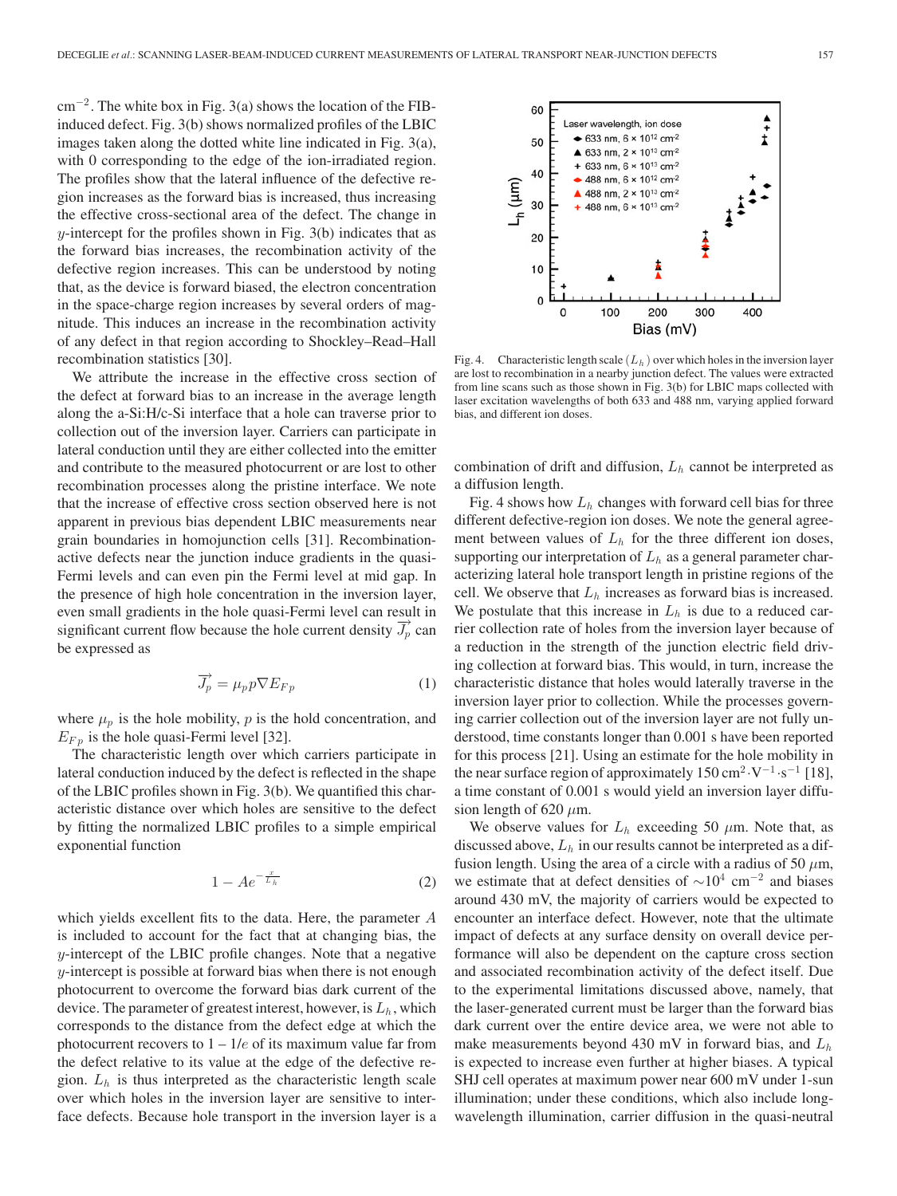cm$^{-2}$. The white box in Fig. 3(a) shows the location of the FIB-induced defect. Fig. 3(b) shows normalized profiles of the LBIC images taken along the dotted white line indicated in Fig. 3(a), with 0 corresponding to the edge of the ion-irradiated region. The profiles show that the lateral influence of the defective region increases as the forward bias is increased, thus increasing the effective cross-sectional area of the defect. The change in $y$-intercept for the profiles shown in Fig. 3(b) indicates that as the forward bias increases, the recombination activity of the defective region increases. This can be understood by noting that, as the device is forward biased, the electron concentration in the space-charge region increases by several orders of magnitude. This induces an increase in the recombination activity of any defect in that region according to Shockley–Read–Hall recombination statistics [30].

We attribute the increase in the effective cross section of the defect at forward bias to an increase in the average length along the a-Si:H/c-Si interface that a hole can traverse prior to collection out of the inversion layer. Carriers can participate in lateral conduction until they are either collected into the emitter and contribute to the measured photocurrent or are lost to other recombination processes along the pristine interface. We note that the increase of effective cross section observed here is not apparent in previous bias dependent LBIC measurements near grain boundaries in homojunction cells [31]. Recombination-active defects near the junction induce gradients in the quasi-Fermi levels and can even pin the Fermi level at mid gap. In the presence of high hole concentration in the inversion layer, even small gradients in the hole quasi-Fermi level can result in significant current flow because the hole current density $\vec{J_p}$ can be expressed as

$$\vec{J_p} = \mu_p p \nabla E_{Fp} \tag{1}$$

where $\mu_p$ is the hole mobility, $p$ is the hold concentration, and $E_{Fp}$ is the hole quasi-Fermi level [32].

The characteristic length over which carriers participate in lateral conduction induced by the defect is reflected in the shape of the LBIC profiles shown in Fig. 3(b). We quantified this characteristic distance over which holes are sensitive to the defect by fitting the normalized LBIC profiles to a simple empirical exponential function

$$1 - Ae^{-\frac{x}{L_h}} \tag{2}$$

which yields excellent fits to the data. Here, the parameter $A$ is included to account for the fact that at changing bias, the $y$-intercept of the LBIC profile changes. Note that a negative $y$-intercept is possible at forward bias when there is not enough photocurrent to overcome the forward bias dark current of the device. The parameter of greatest interest, however, is $L_h$, which corresponds to the distance from the defect edge at which the photocurrent recovers to 1 – 1/$e$ of its maximum value far from the defect relative to its value at the edge of the defective region. $L_h$ is thus interpreted as the characteristic length scale over which holes in the inversion layer are sensitive to interface defects. Because hole transport in the inversion layer is a combination of drift and diffusion, $L_h$ cannot be interpreted as a diffusion length.

Fig. 4. Characteristic length scale $(L_h)$ over which holes in the inversion layer are lost to recombination in a nearby junction defect. The values were extracted from line scans such as those shown in Fig. 3(b) for LBIC maps collected with laser excitation wavelengths of both 633 and 488 nm, varying applied forward bias, and different ion doses.

Fig. 4 shows how $L_h$ changes with forward cell bias for three different defective-region ion doses. We note the general agreement between values of $L_h$ for the three different ion doses, supporting our interpretation of $L_h$ as a general parameter characterizing lateral hole transport length in pristine regions of the cell. We observe that $L_h$ increases as forward bias is increased. We postulate that this increase in $L_h$ is due to a reduced carrier collection rate of holes from the inversion layer because of a reduction in the strength of the junction electric field driving collection at forward bias. This would, in turn, increase the characteristic distance that holes would laterally traverse in the inversion layer prior to collection. While the processes governing carrier collection out of the inversion layer are not fully understood, time constants longer than 0.001 s have been reported for this process [21]. Using an estimate for the hole mobility in the near surface region of approximately 150 cm$^2$·V$^{-1}$·s$^{-1}$ [18], a time constant of 0.001 s would yield an inversion layer diffusion length of 620 $\mu$m.

We observe values for $L_h$ exceeding 50 $\mu$m. Note that, as discussed above, $L_h$ in our results cannot be interpreted as a diffusion length. Using the area of a circle with a radius of 50 $\mu$m, we estimate that at defect densities of $\sim$10$^4$ cm$^{-2}$ and biases around 430 mV, the majority of carriers would be expected to encounter an interface defect. However, note that the ultimate impact of defects at any surface density on overall device performance will also be dependent on the capture cross section and associated recombination activity of the defect itself. Due to the experimental limitations discussed above, namely, that the laser-generated current must be larger than the forward bias dark current over the entire device area, we were not able to make measurements beyond 430 mV in forward bias, and $L_h$ is expected to increase even further at higher biases. A typical SHJ cell operates at maximum power near 600 mV under 1-sun illumination; under these conditions, which also include long-wavelength illumination, carrier diffusion in the quasi-neutral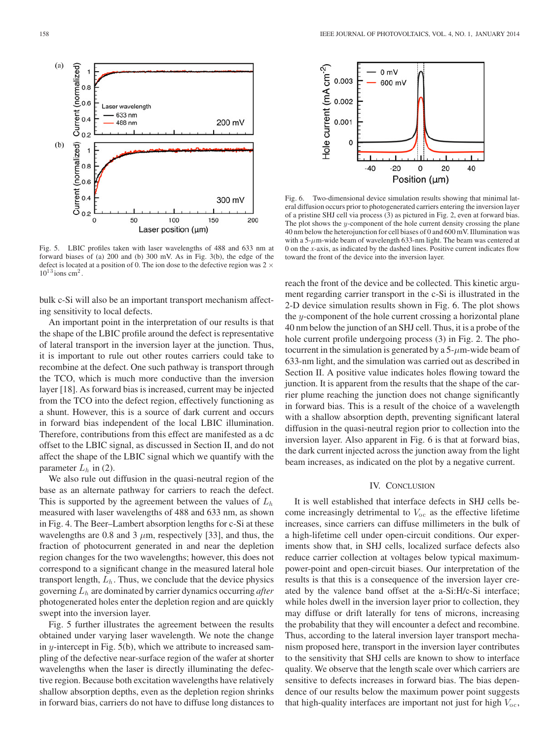Fig. 5. LBIC profiles taken with laser wavelengths of 488 and 633 nm at forward biases of (a) 200 and (b) 300 mV. As in Fig. 3(b), the edge of the defect is located at a position of 0. The ion dose to the defective region was $2 \times 10^{13}$ ions cm$^2$.

bulk c-Si will also be an important transport mechanism affecting sensitivity to local defects.

An important point in the interpretation of our results is that the shape of the LBIC profile around the defect is representative of lateral transport in the inversion layer at the junction. Thus, it is important to rule out other routes carriers could take to recombine at the defect. One such pathway is transport through the TCO, which is much more conductive than the inversion layer [18]. As forward bias is increased, current may be injected from the TCO into the defect region, effectively functioning as a shunt. However, this is a source of dark current and occurs in forward bias independent of the local LBIC illumination. Therefore, contributions from this effect are manifested as a dc offset to the LBIC signal, as discussed in Section II, and do not affect the shape of the LBIC signal which we quantify with the parameter $L_h$ in (2).

We also rule out diffusion in the quasi-neutral region of the base as an alternate pathway for carriers to reach the defect. This is supported by the agreement between the values of $L_h$ measured with laser wavelengths of 488 and 633 nm, as shown in Fig. 4. The Beer–Lambert absorption lengths for c-Si at these wavelengths are 0.8 and 3 $\mu$m, respectively [33], and thus, the fraction of photocurrent generated in and near the depletion region changes for the two wavelengths; however, this does not correspond to a significant change in the measured lateral hole transport length, $L_h$. Thus, we conclude that the device physics governing $L_h$ are dominated by carrier dynamics occurring *after* photogenerated holes enter the depletion region and are quickly swept into the inversion layer.

Fig. 5 further illustrates the agreement between the results obtained under varying laser wavelength. We note the change in $y$-intercept in Fig. 5(b), which we attribute to increased sampling of the defective near-surface region of the wafer at shorter wavelengths when the laser is directly illuminating the defective region. Because both excitation wavelengths have relatively shallow absorption depths, even as the depletion region shrinks in forward bias, carriers do not have to diffuse long distances to reach the front of the device and be collected. This kinetic argument regarding carrier transport in the c-Si is illustrated in the 2-D device simulation results shown in Fig. 6. The plot shows the $y$-component of the hole current crossing a horizontal plane 40 nm below the junction of an SHJ cell. Thus, it is a probe of the hole current profile undergoing process (3) in Fig. 2. The photocurrent in the simulation is generated by a 5-$\mu$m-wide beam of 633-nm light, and the simulation was carried out as described in Section II. A positive value indicates holes flowing toward the junction. It is apparent from the results that the shape of the carrier plume reaching the junction does not change significantly in forward bias. This is a result of the choice of a wavelength with a shallow absorption depth, preventing significant lateral diffusion in the quasi-neutral region prior to collection into the inversion layer. Also apparent in Fig. 6 is that at forward bias, the dark current injected across the junction away from the light beam increases, as indicated on the plot by a negative current.

Fig. 6. Two-dimensional device simulation results showing that minimal lateral diffusion occurs prior to photogenerated carriers entering the inversion layer of a pristine SHJ cell via process (3) as pictured in Fig. 2, even at forward bias. The plot shows the $y$-component of the hole current density crossing the plane 40 nm below the heterojunction for cell biases of 0 and 600 mV. Illumination was with a 5-$\mu$m-wide beam of wavelength 633-nm light. The beam was centered at 0 on the $x$-axis, as indicated by the dashed lines. Positive current indicates flow toward the front of the device into the inversion layer.

## IV. Conclusion

It is well established that interface defects in SHJ cells become increasingly detrimental to $V_{oc}$ as the effective lifetime increases, since carriers can diffuse millimeters in the bulk of a high-lifetime cell under open-circuit conditions. Our experiments show that, in SHJ cells, localized surface defects also reduce carrier collection at voltages below typical maximum-power-point and open-circuit biases. Our interpretation of the results is that this is a consequence of the inversion layer created by the valence band offset at the a-Si:H/c-Si interface; while holes dwell in the inversion layer prior to collection, they may diffuse or drift laterally for tens of microns, increasing the probability that they will encounter a defect and recombine. Thus, according to the lateral inversion layer transport mechanism proposed here, transport in the inversion layer contributes to the sensitivity that SHJ cells are known to show to interface quality. We observe that the length scale over which carriers are sensitive to defects increases in forward bias. The bias dependence of our results below the maximum power point suggests that high-quality interfaces are important not just for high $V_{oc}$,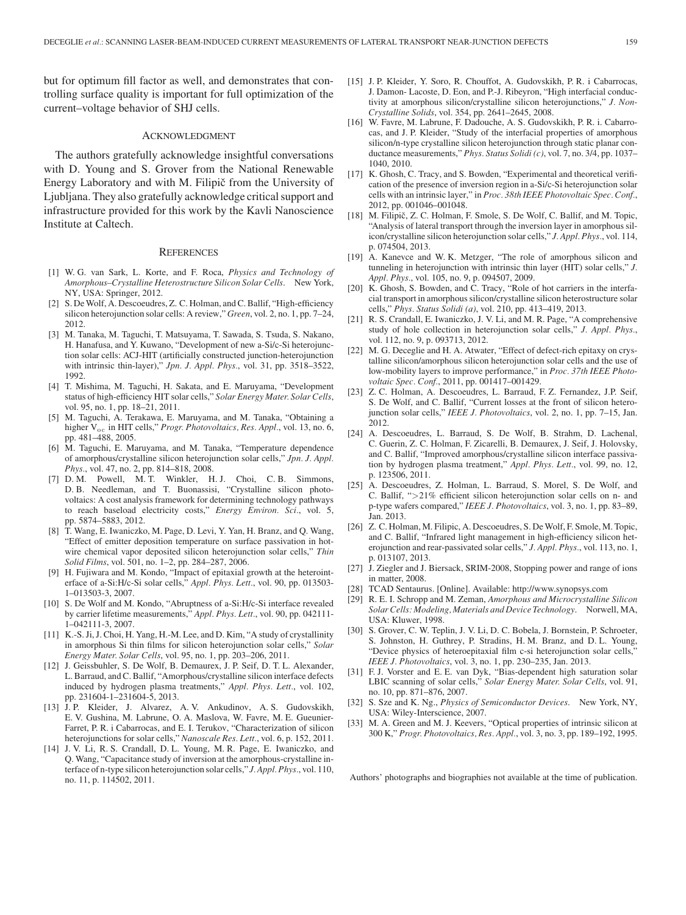but for optimum fill factor as well, and demonstrates that controlling surface quality is important for full optimization of the current–voltage behavior of SHJ cells.

## Acknowledgment

The authors gratefully acknowledge insightful conversations with D. Young and S. Grover from the National Renewable Energy Laboratory and with M. Filipič from the University of Ljubljana. They also gratefully acknowledge critical support and infrastructure provided for this work by the Kavli Nanoscience Institute at Caltech.

## References

[1] W. G. van Sark, L. Korte, and F. Roca, *Physics and Technology of Amorphous–Crystalline Heterostructure Silicon Solar Cells*. New York, NY, USA: Springer, 2012.

[2] S. De Wolf, A. Descoeudres, Z. C. Holman, and C. Ballif, "High-efficiency silicon heterojunction solar cells: A review," *Green*, vol. 2, no. 1, pp. 7–24, 2012.

[3] M. Tanaka, M. Taguchi, T. Matsuyama, T. Sawada, S. Tsuda, S. Nakano, H. Hanafusa, and Y. Kuwano, "Development of new a-Si/c-Si heterojunction solar cells: ACJ-HIT (artificially constructed junction-heterojunction with intrinsic thin-layer)," *Jpn. J. Appl. Phys.*, vol. 31, pp. 3518–3522, 1992.

[4] T. Mishima, M. Taguchi, H. Sakata, and E. Maruyama, "Development status of high-efficiency HIT solar cells," *Solar Energy Mater. Solar Cells*, vol. 95, no. 1, pp. 18–21, 2011.

[5] M. Taguchi, A. Terakawa, E. Maruyama, and M. Tanaka, "Obtaining a higher $V_{oc}$ in HIT cells," *Progr. Photovoltaics, Res. Appl.*, vol. 13, no. 6, pp. 481–488, 2005.

[6] M. Taguchi, E. Maruyama, and M. Tanaka, "Temperature dependence of amorphous/crystalline silicon heterojunction solar cells," *Jpn. J. Appl. Phys.*, vol. 47, no. 2, pp. 814–818, 2008.

[7] D. M. Powell, M. T. Winkler, H. J. Choi, C. B. Simmons, D. B. Needleman, and T. Buonassisi, "Crystalline silicon photovoltaics: A cost analysis framework for determining technology pathways to reach baseload electricity costs," *Energy Environ. Sci.*, vol. 5, pp. 5874–5883, 2012.

[8] T. Wang, E. Iwaniczko, M. Page, D. Levi, Y. Yan, H. Branz, and Q. Wang, "Effect of emitter deposition temperature on surface passivation in hot-wire chemical vapor deposited silicon heterojunction solar cells," *Thin Solid Films*, vol. 501, no. 1–2, pp. 284–287, 2006.

[9] H. Fujiwara and M. Kondo, "Impact of epitaxial growth at the heterointerface of a-Si:H/c-Si solar cells," *Appl. Phys. Lett.*, vol. 90, pp. 013503-1–013503-3, 2007.

[10] S. De Wolf and M. Kondo, "Abruptness of a-Si:H/c-Si interface revealed by carrier lifetime measurements," *Appl. Phys. Lett.*, vol. 90, pp. 042111-1–042111-3, 2007.

[11] K.-S. Ji, J. Choi, H. Yang, H.-M. Lee, and D. Kim, "A study of crystallinity in amorphous Si thin films for silicon heterojunction solar cells," *Solar Energy Mater. Solar Cells*, vol. 95, pp. 203–206, 2011.

[12] J. Geissbuhler, S. De Wolf, B. Demaurex, J. P. Seif, D. T. L. Alexander, L. Barraud, and C. Ballif, "Amorphous/crystalline silicon interface defects induced by hydrogen plasma treatments," *Appl. Phys. Lett.*, vol. 102, pp. 231604-1–231604-5, 2013.

[13] J. P. Kleider, J. Alvarez, A. V. Ankudinov, A. S. Gudovskikh, E. V. Gushina, M. Labrune, O. A. Maslova, W. Favre, M. E. Gueunier-Farret, P. R. i Cabarrocas, and E. I. Terukov, "Characterization of silicon heterojunctions for solar cells," *Nanoscale Res. Lett.*, vol. 6, p. 152, 2011.

[14] J. V. Li, R. S. Crandall, D. L. Young, M. R. Page, E. Iwaniczko, and Q. Wang, "Capacitance study of inversion at the amorphous-crystalline interface of n-type silicon heterojunction solar cells," *J. Appl. Phys.*, vol. 110, no. 11, p. 114502, 2011.

[15] J. P. Kleider, Y. Soro, R. Chouffot, A. Gudovskikh, P. R. i Cabarrocas, J. Damon- Lacoste, D. Eon, and P.-J. Ribeyron, "High interfacial conductivity at amorphous silicon/crystalline silicon heterojunctions," *J. Non-Crystalline Solids*, vol. 354, pp. 2641–2645, 2008.

[16] W. Favre, M. Labrune, F. Dadouche, A. S. Gudovskikh, P. R. i. Cabarrocas, and J. P. Kleider, "Study of the interfacial properties of amorphous silicon/n-type crystalline silicon heterojunction through static planar conductance measurements," *Phys. Status Solidi (c)*, vol. 7, no. 3/4, pp. 1037–1040, 2010.

[17] K. Ghosh, C. Tracy, and S. Bowden, "Experimental and theoretical verification of the presence of inversion region in a-Si/c-Si heterojunction solar cells with an intrinsic layer," in *Proc. 38th IEEE Photovoltaic Spec. Conf.*, 2012, pp. 001046–001048.

[18] M. Filipič, Z. C. Holman, F. Smole, S. De Wolf, C. Ballif, and M. Topic, "Analysis of lateral transport through the inversion layer in amorphous silicon/crystalline silicon heterojunction solar cells," *J. Appl. Phys.*, vol. 114, p. 074504, 2013.

[19] A. Kanevce and W. K. Metzger, "The role of amorphous silicon and tunneling in heterojunction with intrinsic thin layer (HIT) solar cells," *J. Appl. Phys.*, vol. 105, no. 9, p. 094507, 2009.

[20] K. Ghosh, S. Bowden, and C. Tracy, "Role of hot carriers in the interfacial transport in amorphous silicon/crystalline silicon heterostructure solar cells," *Phys. Status Solidi (a)*, vol. 210, pp. 413–419, 2013.

[21] R. S. Crandall, E. Iwaniczko, J. V. Li, and M. R. Page, "A comprehensive study of hole collection in heterojunction solar cells," *J. Appl. Phys.*, vol. 112, no. 9, p. 093713, 2012.

[22] M. G. Deceglie and H. A. Atwater, "Effect of defect-rich epitaxy on crystalline silicon/amorphous silicon heterojunction solar cells and the use of low-mobility layers to improve performance," in *Proc. 37th IEEE Photovoltaic Spec. Conf.*, 2011, pp. 001417–001429.

[23] Z. C. Holman, A. Descoeudres, L. Barraud, F. Z. Fernandez, J.P. Seif, S. De Wolf, and C. Ballif, "Current losses at the front of silicon heterojunction solar cells," *IEEE J. Photovoltaics*, vol. 2, no. 1, pp. 7–15, Jan. 2012.

[24] A. Descoeudres, L. Barraud, S. De Wolf, B. Strahm, D. Lachenal, C. Guerin, Z. C. Holman, F. Zicarelli, B. Demaurex, J. Seif, J. Holovsky, and C. Ballif, "Improved amorphous/crystalline silicon interface passivation by hydrogen plasma treatment," *Appl. Phys. Lett.*, vol. 99, no. 12, p. 123506, 2011.

[25] A. Descoeudres, Z. Holman, L. Barraud, S. Morel, S. De Wolf, and C. Ballif, ">21% efficient silicon heterojunction solar cells on n- and p-type wafers compared," *IEEE J. Photovoltaics*, vol. 3, no. 1, pp. 83–89, Jan. 2013.

[26] Z. C. Holman, M. Filipic, A. Descoeudres, S. De Wolf, F. Smole, M. Topic, and C. Ballif, "Infrared light management in high-efficiency silicon heterojunction and rear-passivated solar cells," *J. Appl. Phys.*, vol. 113, no. 1, p. 013107, 2013.

[27] J. Ziegler and J. Biersack, SRIM-2008, Stopping power and range of ions in matter, 2008.

[28] TCAD Sentaurus. [Online]. Available: http://www.synopsys.com

[29] R. E. I. Schropp and M. Zeman, *Amorphous and Microcrystalline Silicon Solar Cells: Modeling, Materials and Device Technology*. Norwell, MA, USA: Kluwer, 1998.

[30] S. Grover, C. W. Teplin, J. V. Li, D. C. Bobela, J. Bornstein, P. Schroeter, S. Johnston, H. Guthrey, P. Stradins, H. M. Branz, and D. L. Young, "Device physics of heteroepitaxial film c-si heterojunction solar cells," *IEEE J. Photovoltaics*, vol. 3, no. 1, pp. 230–235, Jan. 2013.

[31] F. J. Vorster and E. E. van Dyk, "Bias-dependent high saturation solar LBIC scanning of solar cells," *Solar Energy Mater. Solar Cells*, vol. 91, no. 10, pp. 871–876, 2007.

[32] S. Sze and K. Ng., *Physics of Semiconductor Devices*. New York, NY, USA: Wiley-Interscience, 2007.

[33] M. A. Green and M. J. Keevers, "Optical properties of intrinsic silicon at 300 K," *Progr. Photovoltaics, Res. Appl.*, vol. 3, no. 3, pp. 189–192, 1995.

Authors' photographs and biographies not available at the time of publication.